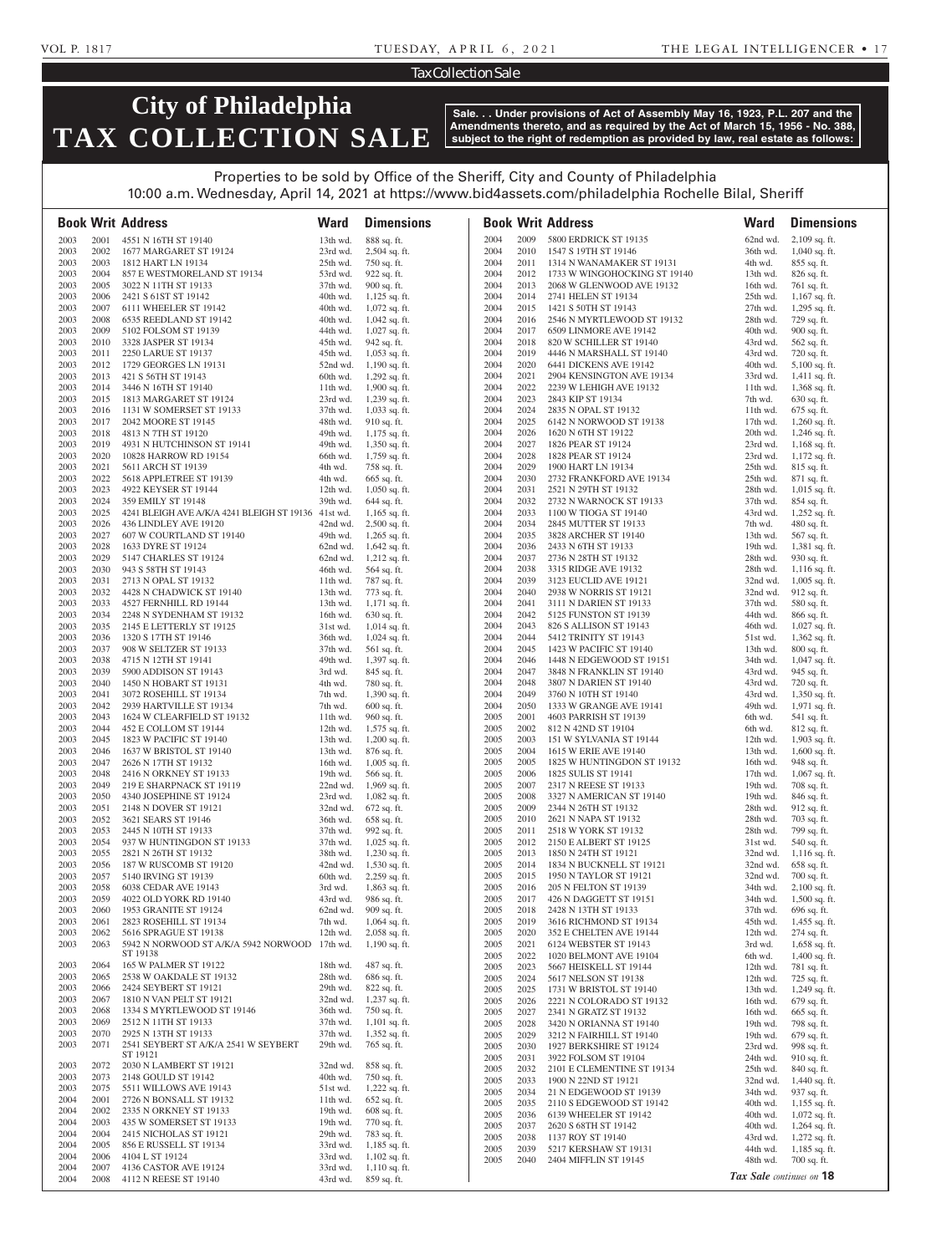Tax Collection Sale

# City of Philadelphia TAX COLLECTION SALE

**Sale. . . Under provisions of Act of Assembly May 16, 1923, P.L. 207 and the Amendments thereto, and as required by the Act of March 15, 1956 - No. 388, subject to the right of redemption as provided by law, real estate as follows:**

Properties to be sold by Office of the Sheriff, City and County of Philadelphia
10:00 a.m. Wednesday, April 14, 2021 at https://www.bid4assets.com/philadelphia Rochelle Bilal, Sheriff

| Book | Writ | Address | Ward | Dimensions |
|---|---|---|---|---|
| 2003 | 2001 | 4551 N 16TH ST 19140 | 13th wd. | 888 sq. ft. |
| 2003 | 2002 | 1677 MARGARET ST 19124 | 23rd wd. | 2,504 sq. ft. |
| 2003 | 2003 | 1812 HART LN 19134 | 25th wd. | 750 sq. ft. |
| 2003 | 2004 | 857 E WESTMORELAND ST 19134 | 53rd wd. | 922 sq. ft. |
| 2003 | 2005 | 3022 N 11TH ST 19133 | 37th wd. | 900 sq. ft. |
| 2003 | 2006 | 2421 S 61ST ST 19142 | 40th wd. | 1,125 sq. ft. |
| 2003 | 2007 | 6111 WHEELER ST 19142 | 40th wd. | 1,072 sq. ft. |
| 2003 | 2008 | 6535 REEDLAND ST 19142 | 40th wd. | 1,042 sq. ft. |
| 2003 | 2009 | 5102 FOLSOM ST 19139 | 44th wd. | 1,027 sq. ft. |
| 2003 | 2010 | 3328 JASPER ST 19134 | 45th wd. | 942 sq. ft. |
| 2003 | 2011 | 2250 LARUE ST 19137 | 45th wd. | 1,053 sq. ft. |
| 2003 | 2012 | 1729 GEORGES LN 19131 | 52nd wd. | 1,190 sq. ft. |
| 2003 | 2013 | 421 S 56TH ST 19143 | 60th wd. | 1,292 sq. ft. |
| 2003 | 2014 | 3446 N 16TH ST 19140 | 11th wd. | 1,900 sq. ft. |
| 2003 | 2015 | 1813 MARGARET ST 19124 | 23rd wd. | 1,239 sq. ft. |
| 2003 | 2016 | 1131 W SOMERSET ST 19133 | 37th wd. | 1,033 sq. ft. |
| 2003 | 2017 | 2042 MOORE ST 19145 | 48th wd. | 910 sq. ft. |
| 2003 | 2018 | 4813 N 7TH ST 19120 | 49th wd. | 1,175 sq. ft. |
| 2003 | 2019 | 4931 N HUTCHINSON ST 19141 | 49th wd. | 1,350 sq. ft. |
| 2003 | 2020 | 10828 HARROW RD 19154 | 66th wd. | 1,759 sq. ft. |
| 2003 | 2021 | 5611 ARCH ST 19139 | 4th wd. | 758 sq. ft. |
| 2003 | 2022 | 5618 APPLETREE ST 19139 | 4th wd. | 665 sq. ft. |
| 2003 | 2023 | 4922 KEYSER ST 19144 | 12th wd. | 1,050 sq. ft. |
| 2003 | 2024 | 359 EMILY ST 19148 | 39th wd. | 644 sq. ft. |
| 2003 | 2025 | 4241 BLEIGH AVE A/K/A 4241 BLEIGH ST 19136 | 41st wd. | 1,165 sq. ft. |
| 2003 | 2026 | 436 LINDLEY AVE 19120 | 42nd wd. | 2,500 sq. ft. |
| 2003 | 2027 | 607 W COURTLAND ST 19140 | 49th wd. | 1,265 sq. ft. |
| 2003 | 2028 | 1633 DYRE ST 19124 | 62nd wd. | 1,642 sq. ft. |
| 2003 | 2029 | 5147 CHARLES ST 19124 | 62nd wd. | 1,212 sq. ft. |
| 2003 | 2030 | 943 S 58TH ST 19143 | 46th wd. | 564 sq. ft. |
| 2003 | 2031 | 2713 N OPAL ST 19132 | 11th wd. | 787 sq. ft. |
| 2003 | 2032 | 4428 N CHADWICK ST 19140 | 13th wd. | 773 sq. ft. |
| 2003 | 2033 | 4527 FERNHILL RD 19144 | 13th wd. | 1,171 sq. ft. |
| 2003 | 2034 | 2248 N SYDENHAM ST 19132 | 16th wd. | 630 sq. ft. |
| 2003 | 2035 | 2145 E LETTERLY ST 19125 | 31st wd. | 1,014 sq. ft. |
| 2003 | 2036 | 1320 S 17TH ST 19146 | 36th wd. | 1,024 sq. ft. |
| 2003 | 2037 | 908 W SELTZER ST 19133 | 37th wd. | 561 sq. ft. |
| 2003 | 2038 | 4715 N 12TH ST 19141 | 49th wd. | 1,397 sq. ft. |
| 2003 | 2039 | 5900 ADDISON ST 19143 | 3rd wd. | 845 sq. ft. |
| 2003 | 2040 | 1450 N HOBART ST 19131 | 4th wd. | 780 sq. ft. |
| 2003 | 2041 | 3072 ROSEHILL ST 19134 | 7th wd. | 1,390 sq. ft. |
| 2003 | 2042 | 2939 HARTVILLE ST 19134 | 7th wd. | 600 sq. ft. |
| 2003 | 2043 | 1624 W CLEARFIELD ST 19132 | 11th wd. | 960 sq. ft. |
| 2003 | 2044 | 452 E COLLOM ST 19144 | 12th wd. | 1,575 sq. ft. |
| 2003 | 2045 | 1823 W PACIFIC ST 19140 | 13th wd. | 1,200 sq. ft. |
| 2003 | 2046 | 1637 W BRISTOL ST 19140 | 13th wd. | 876 sq. ft. |
| 2003 | 2047 | 2626 N 17TH ST 19132 | 16th wd. | 1,005 sq. ft. |
| 2003 | 2048 | 2416 N ORKNEY ST 19133 | 19th wd. | 566 sq. ft. |
| 2003 | 2049 | 219 E SHARPNACK ST 19119 | 22nd wd. | 1,969 sq. ft. |
| 2003 | 2050 | 4340 JOSEPHINE ST 19124 | 23rd wd. | 1,082 sq. ft. |
| 2003 | 2051 | 2148 N DOVER ST 19121 | 32nd wd. | 672 sq. ft. |
| 2003 | 2052 | 3621 SEARS ST 19146 | 36th wd. | 658 sq. ft. |
| 2003 | 2053 | 2445 N 10TH ST 19133 | 37th wd. | 992 sq. ft. |
| 2003 | 2054 | 937 W HUNTINGDON ST 19133 | 37th wd. | 1,025 sq. ft. |
| 2003 | 2055 | 2821 N 26TH ST 19132 | 38th wd. | 1,230 sq. ft. |
| 2003 | 2056 | 187 W RUSCOMB ST 19120 | 42nd wd. | 1,530 sq. ft. |
| 2003 | 2057 | 5140 IRVING ST 19139 | 60th wd. | 2,259 sq. ft. |
| 2003 | 2058 | 6038 CEDAR AVE 19143 | 3rd wd. | 1,863 sq. ft. |
| 2003 | 2059 | 4022 OLD YORK RD 19140 | 43rd wd. | 986 sq. ft. |
| 2003 | 2060 | 1953 GRANITE ST 19124 | 62nd wd. | 909 sq. ft. |
| 2003 | 2061 | 2823 ROSEHILL ST 19134 | 7th wd. | 1,064 sq. ft. |
| 2003 | 2062 | 5616 SPRAGUE ST 19138 | 12th wd. | 2,058 sq. ft. |
| 2003 | 2063 | 5942 N NORWOOD ST A/K/A 5942 NORWOOD ST 19138 | 17th wd. | 1,190 sq. ft. |
| 2003 | 2064 | 165 W PALMER ST 19122 | 18th wd. | 487 sq. ft. |
| 2003 | 2065 | 2538 W OAKDALE ST 19132 | 28th wd. | 686 sq. ft. |
| 2003 | 2066 | 2424 SEYBERT ST 19121 | 29th wd. | 822 sq. ft. |
| 2003 | 2067 | 1810 N VAN PELT ST 19121 | 32nd wd. | 1,237 sq. ft. |
| 2003 | 2068 | 1334 S MYRTLEWOOD ST 19146 | 36th wd. | 750 sq. ft. |
| 2003 | 2069 | 2512 N 11TH ST 19133 | 37th wd. | 1,101 sq. ft. |
| 2003 | 2070 | 2925 N 13TH ST 19133 | 37th wd. | 1,352 sq. ft. |
| 2003 | 2071 | 2541 SEYBERT ST A/K/A 2541 W SEYBERT ST 19121 | 29th wd. | 765 sq. ft. |
| 2003 | 2072 | 2030 N LAMBERT ST 19121 | 32nd wd. | 858 sq. ft. |
| 2003 | 2073 | 2148 GOULD ST 19142 | 40th wd. | 750 sq. ft. |
| 2003 | 2075 | 5511 WILLOWS AVE 19143 | 51st wd. | 1,222 sq. ft. |
| 2004 | 2001 | 2726 N BONSALL ST 19132 | 11th wd. | 652 sq. ft. |
| 2004 | 2002 | 2335 N ORKNEY ST 19133 | 19th wd. | 608 sq. ft. |
| 2004 | 2003 | 435 W SOMERSET ST 19133 | 19th wd. | 770 sq. ft. |
| 2004 | 2004 | 2415 NICHOLAS ST 19121 | 29th wd. | 783 sq. ft. |
| 2004 | 2005 | 856 E RUSSELL ST 19134 | 33rd wd. | 1,185 sq. ft. |
| 2004 | 2006 | 4104 L ST 19124 | 33rd wd. | 1,102 sq. ft. |
| 2004 | 2007 | 4136 CASTOR AVE 19124 | 33rd wd. | 1,110 sq. ft. |
| 2004 | 2008 | 4112 N REESE ST 19140 | 43rd wd. | 859 sq. ft. |
| 2004 | 2009 | 5800 ERDRICK ST 19135 | 62nd wd. | 2,109 sq. ft. |
| 2004 | 2010 | 1547 S 19TH ST 19146 | 36th wd. | 1,040 sq. ft. |
| 2004 | 2011 | 1314 N WANAMAKER ST 19131 | 4th wd. | 855 sq. ft. |
| 2004 | 2012 | 1733 W WINGOHOCKING ST 19140 | 13th wd. | 826 sq. ft. |
| 2004 | 2013 | 2068 W GLENWOOD AVE 19132 | 16th wd. | 761 sq. ft. |
| 2004 | 2014 | 2741 HELEN ST 19134 | 25th wd. | 1,167 sq. ft. |
| 2004 | 2015 | 1421 S 50TH ST 19143 | 27th wd. | 1,295 sq. ft. |
| 2004 | 2016 | 2546 N MYRTLEWOOD ST 19132 | 28th wd. | 729 sq. ft. |
| 2004 | 2017 | 6509 LINMORE AVE 19142 | 40th wd. | 900 sq. ft. |
| 2004 | 2018 | 820 W SCHILLER ST 19140 | 43rd wd. | 562 sq. ft. |
| 2004 | 2019 | 4446 N MARSHALL ST 19140 | 43rd wd. | 720 sq. ft. |
| 2004 | 2020 | 6441 DICKENS AVE 19142 | 40th wd. | 5,100 sq. ft. |
| 2004 | 2021 | 2904 KENSINGTON AVE 19134 | 33rd wd. | 1,411 sq. ft. |
| 2004 | 2022 | 2239 W LEHIGH AVE 19132 | 11th wd. | 1,368 sq. ft. |
| 2004 | 2023 | 2843 KIP ST 19134 | 7th wd. | 630 sq. ft. |
| 2004 | 2024 | 2835 N OPAL ST 19132 | 11th wd. | 675 sq. ft. |
| 2004 | 2025 | 6142 N NORWOOD ST 19138 | 17th wd. | 1,260 sq. ft. |
| 2004 | 2026 | 1620 N 6TH ST 19122 | 20th wd. | 1,246 sq. ft. |
| 2004 | 2027 | 1826 PEAR ST 19124 | 23rd wd. | 1,168 sq. ft. |
| 2004 | 2028 | 1828 PEAR ST 19124 | 23rd wd. | 1,172 sq. ft. |
| 2004 | 2029 | 1900 HART LN 19134 | 25th wd. | 815 sq. ft. |
| 2004 | 2030 | 2732 FRANKFORD AVE 19134 | 25th wd. | 871 sq. ft. |
| 2004 | 2031 | 2521 N 29TH ST 19132 | 28th wd. | 1,015 sq. ft. |
| 2004 | 2032 | 2732 N WARNOCK ST 19133 | 37th wd. | 854 sq. ft. |
| 2004 | 2033 | 1100 W TIOGA ST 19140 | 43rd wd. | 1,252 sq. ft. |
| 2004 | 2034 | 2845 MUTTER ST 19133 | 7th wd. | 480 sq. ft. |
| 2004 | 2035 | 3828 ARCHER ST 19140 | 13th wd. | 567 sq. ft. |
| 2004 | 2036 | 2433 N 6TH ST 19133 | 19th wd. | 1,381 sq. ft. |
| 2004 | 2037 | 2736 N 28TH ST 19132 | 28th wd. | 930 sq. ft. |
| 2004 | 2038 | 3315 RIDGE AVE 19132 | 28th wd. | 1,116 sq. ft. |
| 2004 | 2039 | 3123 EUCLID AVE 19121 | 32nd wd. | 1,005 sq. ft. |
| 2004 | 2040 | 2938 W NORRIS ST 19121 | 32nd wd. | 912 sq. ft. |
| 2004 | 2041 | 3111 N DARIEN ST 19133 | 37th wd. | 580 sq. ft. |
| 2004 | 2042 | 5125 FUNSTON ST 19139 | 44th wd. | 866 sq. ft. |
| 2004 | 2043 | 826 S ALLISON ST 19143 | 46th wd. | 1,027 sq. ft. |
| 2004 | 2044 | 5412 TRINITY ST 19143 | 51st wd. | 1,362 sq. ft. |
| 2004 | 2045 | 1423 W PACIFIC ST 19140 | 13th wd. | 800 sq. ft. |
| 2004 | 2046 | 1448 N EDGEWOOD ST 19151 | 34th wd. | 1,047 sq. ft. |
| 2004 | 2047 | 3848 N FRANKLIN ST 19140 | 43rd wd. | 945 sq. ft. |
| 2004 | 2048 | 3807 N DARIEN ST 19140 | 43rd wd. | 720 sq. ft. |
| 2004 | 2049 | 3760 N 10TH ST 19140 | 43rd wd. | 1,350 sq. ft. |
| 2004 | 2050 | 1333 W GRANGE AVE 19141 | 49th wd. | 1,971 sq. ft. |
| 2005 | 2001 | 4603 PARRISH ST 19139 | 6th wd. | 541 sq. ft. |
| 2005 | 2002 | 812 N 42ND ST 19104 | 6th wd. | 812 sq. ft. |
| 2005 | 2003 | 151 W SYLVANIA ST 19144 | 12th wd. | 1,903 sq. ft. |
| 2005 | 2004 | 1615 W ERIE AVE 19140 | 13th wd. | 1,600 sq. ft. |
| 2005 | 2005 | 1825 W HUNTINGDON ST 19132 | 16th wd. | 948 sq. ft. |
| 2005 | 2006 | 1825 SULIS ST 19141 | 17th wd. | 1,067 sq. ft. |
| 2005 | 2007 | 2317 N REESE ST 19133 | 19th wd. | 708 sq. ft. |
| 2005 | 2008 | 3327 N AMERICAN ST 19140 | 19th wd. | 846 sq. ft. |
| 2005 | 2009 | 2344 N 26TH ST 19132 | 28th wd. | 912 sq. ft. |
| 2005 | 2010 | 2621 N NAPA ST 19132 | 28th wd. | 703 sq. ft. |
| 2005 | 2011 | 2518 W YORK ST 19132 | 28th wd. | 799 sq. ft. |
| 2005 | 2012 | 2150 E ALBERT ST 19125 | 31st wd. | 540 sq. ft. |
| 2005 | 2013 | 1850 N 24TH ST 19121 | 32nd wd. | 1,116 sq. ft. |
| 2005 | 2014 | 1834 N BUCKNELL ST 19121 | 32nd wd. | 658 sq. ft. |
| 2005 | 2015 | 1950 N TAYLOR ST 19121 | 32nd wd. | 700 sq. ft. |
| 2005 | 2016 | 205 N FELTON ST 19139 | 34th wd. | 2,100 sq. ft. |
| 2005 | 2017 | 426 N DAGGETT ST 19151 | 34th wd. | 1,500 sq. ft. |
| 2005 | 2018 | 2428 N 13TH ST 19133 | 37th wd. | 696 sq. ft. |
| 2005 | 2019 | 3616 RICHMOND ST 19134 | 45th wd. | 1,455 sq. ft. |
| 2005 | 2020 | 352 E CHELTEN AVE 19144 | 12th wd. | 274 sq. ft. |
| 2005 | 2021 | 6124 WEBSTER ST 19143 | 3rd wd. | 1,658 sq. ft. |
| 2005 | 2022 | 1020 BELMONT AVE 19104 | 6th wd. | 1,400 sq. ft. |
| 2005 | 2023 | 5667 HEISKELL ST 19144 | 12th wd. | 781 sq. ft. |
| 2005 | 2024 | 5617 NELSON ST 19138 | 12th wd. | 725 sq. ft. |
| 2005 | 2025 | 1731 W BRISTOL ST 19140 | 13th wd. | 1,249 sq. ft. |
| 2005 | 2026 | 2221 N COLORADO ST 19132 | 16th wd. | 679 sq. ft. |
| 2005 | 2027 | 2341 N GRATZ ST 19132 | 16th wd. | 665 sq. ft. |
| 2005 | 2028 | 3420 N ORIANNA ST 19140 | 19th wd. | 798 sq. ft. |
| 2005 | 2029 | 3212 N FAIRHILL ST 19140 | 19th wd. | 679 sq. ft. |
| 2005 | 2030 | 1927 BERKSHIRE ST 19124 | 23rd wd. | 998 sq. ft. |
| 2005 | 2031 | 3922 FOLSOM ST 19104 | 24th wd. | 910 sq. ft. |
| 2005 | 2032 | 2101 E CLEMENTINE ST 19134 | 25th wd. | 840 sq. ft. |
| 2005 | 2033 | 1900 N 22ND ST 19121 | 32nd wd. | 1,440 sq. ft. |
| 2005 | 2034 | 21 N EDGEWOOD ST 19139 | 34th wd. | 937 sq. ft. |
| 2005 | 2035 | 2110 S EDGEWOOD ST 19142 | 40th wd. | 1,155 sq. ft. |
| 2005 | 2036 | 6139 WHEELER ST 19142 | 40th wd. | 1,072 sq. ft. |
| 2005 | 2037 | 2620 S 68TH ST 19142 | 40th wd. | 1,264 sq. ft. |
| 2005 | 2038 | 1137 ROY ST 19140 | 43rd wd. | 1,272 sq. ft. |
| 2005 | 2039 | 5217 KERSHAW ST 19131 | 44th wd. | 1,185 sq. ft. |
| 2005 | 2040 | 2404 MIFFLIN ST 19145 | 48th wd. | 700 sq. ft. |

*Tax Sale continues on* **18**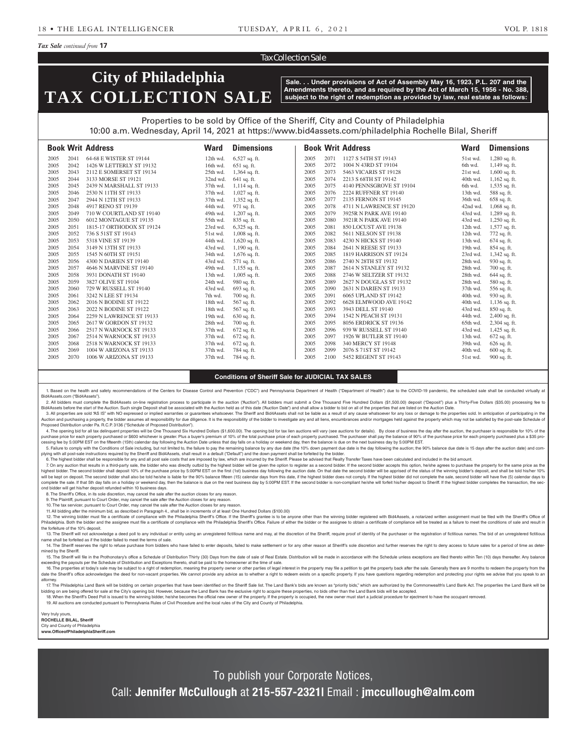*Tax Sale continued from* **17**

Tax Collection Sale

# City of Philadelphia
# TAX COLLECTION SALE

**Sale. . . Under provisions of Act of Assembly May 16, 1923, P.L. 207 and the Amendments thereto, and as required by the Act of March 15, 1956 - No. 388, subject to the right of redemption as provided by law, real estate as follows:**

Properties to be sold by Office of the Sheriff, City and County of Philadelphia
10:00 a.m. Wednesday, April 14, 2021 at https://www.bid4assets.com/philadelphia Rochelle Bilal, Sheriff

| Book | Writ | Address | Ward | Dimensions |
|---|---|---|---|---|
| 2005 | 2041 | 64-68 E WISTER ST 19144 | 12th wd. | 6,527 sq. ft. |
| 2005 | 2042 | 1426 W LETTERLY ST 19132 | 16th wd. | 651 sq. ft. |
| 2005 | 2043 | 2112 E SOMERSET ST 19134 | 25th wd. | 1,364 sq. ft. |
| 2005 | 2044 | 3133 MORSE ST 19121 | 32nd wd. | 641 sq. ft. |
| 2005 | 2045 | 2439 N MARSHALL ST 19133 | 37th wd. | 1,114 sq. ft. |
| 2005 | 2046 | 2530 N 11TH ST 19133 | 37th wd. | 1,027 sq. ft. |
| 2005 | 2047 | 2944 N 12TH ST 19133 | 37th wd. | 1,352 sq. ft. |
| 2005 | 2048 | 4917 RENO ST 19139 | 44th wd. | 971 sq. ft. |
| 2005 | 2049 | 710 W COURTLAND ST 19140 | 49th wd. | 1,207 sq. ft. |
| 2005 | 2050 | 6012 MONTAGUE ST 19135 | 55th wd. | 835 sq. ft. |
| 2005 | 2051 | 1815-17 ORTHODOX ST 19124 | 23rd wd. | 6,325 sq. ft. |
| 2005 | 2052 | 736 S 51ST ST 19143 | 51st wd. | 1,008 sq. ft. |
| 2005 | 2053 | 5318 VINE ST 19139 | 44th wd. | 1,620 sq. ft. |
| 2005 | 2054 | 3149 N 13TH ST 19133 | 43rd wd. | 1,190 sq. ft. |
| 2005 | 2055 | 1545 N 60TH ST 19151 | 34th wd. | 1,676 sq. ft. |
| 2005 | 2056 | 4300 N DARIEN ST 19140 | 43rd wd. | 571 sq. ft. |
| 2005 | 2057 | 4646 N MARVINE ST 19140 | 49th wd. | 1,155 sq. ft. |
| 2005 | 2058 | 3931 DONATH ST 19140 | 13th wd. | 1,005 sq. ft. |
| 2005 | 2059 | 3827 OLIVE ST 19104 | 24th wd. | 980 sq. ft. |
| 2005 | 2060 | 729 W RUSSELL ST 19140 | 43rd wd. | 693 sq. ft. |
| 2005 | 2061 | 3242 N LEE ST 19134 | 7th wd. | 700 sq. ft. |
| 2005 | 2062 | 2016 N BODINE ST 19122 | 18th wd. | 567 sq. ft. |
| 2005 | 2063 | 2022 N BODINE ST 19122 | 18th wd. | 567 sq. ft. |
| 2005 | 2064 | 2259 N LAWRENCE ST 19133 | 19th wd. | 630 sq. ft. |
| 2005 | 2065 | 2617 W GORDON ST 19132 | 28th wd. | 700 sq. ft. |
| 2005 | 2066 | 2517 N WARNOCK ST 19133 | 37th wd. | 672 sq. ft. |
| 2005 | 2067 | 2514 N WARNOCK ST 19133 | 37th wd. | 672 sq. ft. |
| 2005 | 2068 | 2518 N WARNOCK ST 19133 | 37th wd. | 672 sq. ft. |
| 2005 | 2069 | 1004 W ARIZONA ST 19133 | 37th wd. | 784 sq. ft. |
| 2005 | 2070 | 1006 W ARIZONA ST 19133 | 37th wd. | 784 sq. ft. |
| 2005 | 2071 | 1127 S 54TH ST 19143 | 51st wd. | 1,280 sq. ft. |
| 2005 | 2072 | 1004 N 43RD ST 19104 | 6th wd. | 1,149 sq. ft. |
| 2005 | 2073 | 5463 VICARIS ST 19128 | 21st wd. | 1,600 sq. ft. |
| 2005 | 2074 | 2213 S 68TH ST 19142 | 40th wd. | 1,162 sq. ft. |
| 2005 | 2075 | 4140 PENNSGROVE ST 19104 | 6th wd. | 1,535 sq. ft. |
| 2005 | 2076 | 2224 RUFFNER ST 19140 | 13th wd. | 588 sq. ft. |
| 2005 | 2077 | 2135 FERNON ST 19145 | 36th wd. | 658 sq. ft. |
| 2005 | 2078 | 4711 N LAWRENCE ST 19120 | 42nd wd. | 1,068 sq. ft. |
| 2005 | 2079 | 3925R N PARK AVE 19140 | 43rd wd. | 1,289 sq. ft. |
| 2005 | 2080 | 3921R N PARK AVE 19140 | 43rd wd. | 1,250 sq. ft. |
| 2005 | 2081 | 850 LOCUST AVE 19138 | 12th wd. | 1,577 sq. ft. |
| 2005 | 2082 | 5611 NELSON ST 19138 | 12th wd. | 772 sq. ft. |
| 2005 | 2083 | 4230 N HICKS ST 19140 | 13th wd. | 674 sq. ft. |
| 2005 | 2084 | 2641 N REESE ST 19133 | 19th wd. | 854 sq. ft. |
| 2005 | 2085 | 1819 HARRISON ST 19124 | 23rd wd. | 1,342 sq. ft. |
| 2005 | 2086 | 2740 N 28TH ST 19132 | 28th wd. | 930 sq. ft. |
| 2005 | 2087 | 2614 N STANLEY ST 19132 | 28th wd. | 700 sq. ft. |
| 2005 | 2088 | 2746 W SELTZER ST 19132 | 28th wd. | 644 sq. ft. |
| 2005 | 2089 | 2627 N DOUGLAS ST 19132 | 28th wd. | 580 sq. ft. |
| 2005 | 2090 | 2631 N DARIEN ST 19133 | 37th wd. | 556 sq. ft. |
| 2005 | 2091 | 6065 UPLAND ST 19142 | 40th wd. | 930 sq. ft. |
| 2005 | 2092 | 6628 ELMWOOD AVE 19142 | 40th wd. | 1,136 sq. ft. |
| 2005 | 2093 | 3943 DELL ST 19140 | 43rd wd. | 850 sq. ft. |
| 2005 | 2094 | 1542 N PEACH ST 19131 | 44th wd. | 2,400 sq. ft. |
| 2005 | 2095 | 8056 ERDRICK ST 19136 | 65th wd. | 2,304 sq. ft. |
| 2005 | 2096 | 939 W RUSSELL ST 19140 | 43rd wd. | 1,425 sq. ft. |
| 2005 | 2097 | 1926 W BUTLER ST 19140 | 13th wd. | 672 sq. ft. |
| 2005 | 2098 | 340 MERCY ST 19148 | 39th wd. | 626 sq. ft. |
| 2005 | 2099 | 2076 S 71ST ST 19142 | 40th wd. | 600 sq. ft. |
| 2005 | 2100 | 5452 REGENT ST 19143 | 51st wd. | 900 sq. ft. |

### Conditions of Sheriff Sale for JUDICIAL TAX SALES

1. Based on the health and safety recommendations of the Centers for Disease Control and Prevention ("CDC") and Pennsylvania Department of Health ("Department of Health") due to the COVID-19 pandemic, the scheduled sale shall be conducted virtually at Bid4Assets.com ("Bid4Assets").

2. All bidders must complete the Bid4Assets on-line registration process to participate in the auction ("Auction"). All bidders must submit a One Thousand Five Hundred Dollars ($1,500.00) deposit ("Deposit") plus a Thirty-Five Dollars ($35.00) processing fee to Bid4Assets before the start of the Auction. Such single Deposit shall be associated with the Auction held as of this date ("Auction Date") and shall allow a bidder to bid on all of the properties that are listed on the Auction Date.

3. All properties are sold "AS IS" with NO expressed or implied warranties or guarantees whatsoever. The Sheriff and Bid4Assets shall not be liable as a result of any cause whatsoever for any loss or damage to the properties sold. In anticipation of participating in the Auction and purchasing a property, the bidder assumes all responsibility for due diligence. It is the responsibility of the bidder to investigate any and all liens, encumbrances and/or mortgages held against the property which may not be satisfied by the post-sale Schedule of Proposed Distribution under Pa. R.C.P. 3136 ("Schedule of Proposed Distribution").

4. The opening bid for all tax delinquent properties will be One Thousand Six Hundred Dollars ($1,600.00). The opening bid for tax lien auctions will vary (see auctions for details). By close of business the day after the auction, the purchaser is responsible for 10% of the purchase price for each property purchased or $600 whichever is greater. Plus a buyer's premium of 10% of the total purchase price of each property purchased. The purchaser shall pay the balance of 90% of the purchase price for each property purchased plus a $35 processing fee by 5:00PM EST on the fifteenth (15th) calendar day following the Auction Date unless that day falls on a holiday or weekend day, then the balance is due on the next business day by 5:00PM EST.

5. Failure to comply with the Conditions of Sale including, but not limited to, the failure to pay the remaining balance by any due date (the 10% down payment due date is the day following the auction; the 90% balance due date is 15 days after the auction date) and complying with all post-sale instructions required by the Sheriff and Bid4Assets, shall result in a default ("Default") and the down payment shall be forfeited by the bidder.

6. The highest bidder shall be responsible for any and all post sale costs that are imposed by law, which are incurred by the Sheriff. Please be advised that Realty Transfer Taxes have been calculated and included in the bid amount.

7. On any auction that results in a third-party sale, the bidder who was directly outbid by the highest bidder will be given the option to register as a second bidder. If the second bidder accepts this option, he/she agrees to purchase the property for the same price as the highest bidder. The second bidder shall deposit 10% of the purchase price by 5:00PM EST on the first (1st) business day following the auction date. On that date the second bidder will be apprised of the status of the winning bidder's deposit, and shall be told his/her 10% will be kept on deposit. The second bidder shall also be told he/she is liable for the 90% balance fifteen (15) calendar days from this date, if the highest bidder does not comply. If the highest bidder did not complete the sale, second bidder will have five (5) calendar days to complete the sale. If that 5th day falls on a holiday or weekend day, then the balance is due on the next business day by 5:00PM EST. If the second bidder is non-compliant he/she will forfeit his/her deposit to Sheriff. If the highest bidder completes the transaction, the second bidder will get his/her deposit refunded within 10 business days.

8. The Sheriff's Office, in its sole discretion, may cancel the sale after the auction closes for any reason.

9. The Plaintiff, pursuant to Court Order, may cancel the sale after the Auction closes for any reason.

10. The tax servicer, pursuant to Court Order, may cancel the sale after the Auction closes for any reason.

11. All bidding after the minimum bid, as described in Paragraph 4., shall be in increments of at least One Hundred Dollars ($100.00)

12. The winning bidder must file a certificate of compliance with the Philadelphia Sheriff's Office. If the Sheriff's grantee is to be anyone other than the winning bidder registered with Bid4Assets, a notarized written assignment must be filed with the Sheriff's Office of Philadelphia. Both the bidder and the assignee must file a certificate of compliance with the Philadelphia Sheriff's Office. Failure of either the bidder or the assignee to obtain a certificate of compliance will be treated as a failure to meet the conditions of sale and result in the forfeiture of the 10% deposit.

13. The Sheriff will not acknowledge a deed poll to any individual or entity using an unregistered fictitious name and may, at the discretion of the Sheriff, require proof of identity of the purchaser or the registration of fictitious names. The bid of an unregistered fictitious name shall be forfeited as if the bidder failed to meet the terms of sale.

14. The Sheriff reserves the right to refuse purchase from bidders who have failed to enter deposits, failed to make settlement or for any other reason at Sheriff's sole discretion and further reserves the right to deny access to future sales for a period of time as determined by the Sheriff.

15. The Sheriff will file in the Prothonotary's office a Schedule of Distribution Thirty (30) Days from the date of sale of Real Estate. Distribution will be made in accordance with the Schedule unless exceptions are filed thereto within Ten (10) days thereafter. Any balance exceeding the payouts per the Schedule of Distribution and Exceptions thereto, shall be paid to the homeowner at the time of sale.

16. The properties at today's sale may be subject to a right of redemption, meaning the property owner or other parties of legal interest in the property may file a petition to get the property back after the sale. Generally there are 9 months to redeem the property from the date the Sheriff's office acknowledges the deed for non-vacant properties. We cannot provide any advice as to whether a right to redeem exists on a specific property. If you have questions regarding redemption and protecting your rights we advise that you speak to an attorney.

17. The Philadelphia Land Bank will be bidding on certain properties that have been identified on the Sheriff Sale list. The Land Bank's bids are known as "priority bids," which are authorized by the Commonwealth's Land Bank Act. The properties the Land Bank will be bidding on are being offered for sale at the City's opening bid. However, because the Land Bank has the exclusive right to acquire these properties, no bids other than the Land Bank bids will be accepted.

18. When the Sheriff's Deed Poll is issued to the winning bidder, he/she becomes the official new owner of the property. If the property is occupied, the new owner must start a judicial procedure for ejectment to have the occupant removed.

19. All auctions are conducted pursuant to Pennsylvania Rules of Civil Procedure and the local rules of the City and County of Philadelphia.

Very truly yours,
**ROCHELLE BILAL, Sheriff**
City and County of Philadelphia
**www.OfficeofPhiladelphiaSheriff.com**

To publish your Corporate Notices,
Call: **Jennifer McCullough** at **215-557-2321** | Email : **jmccullough@alm.com**